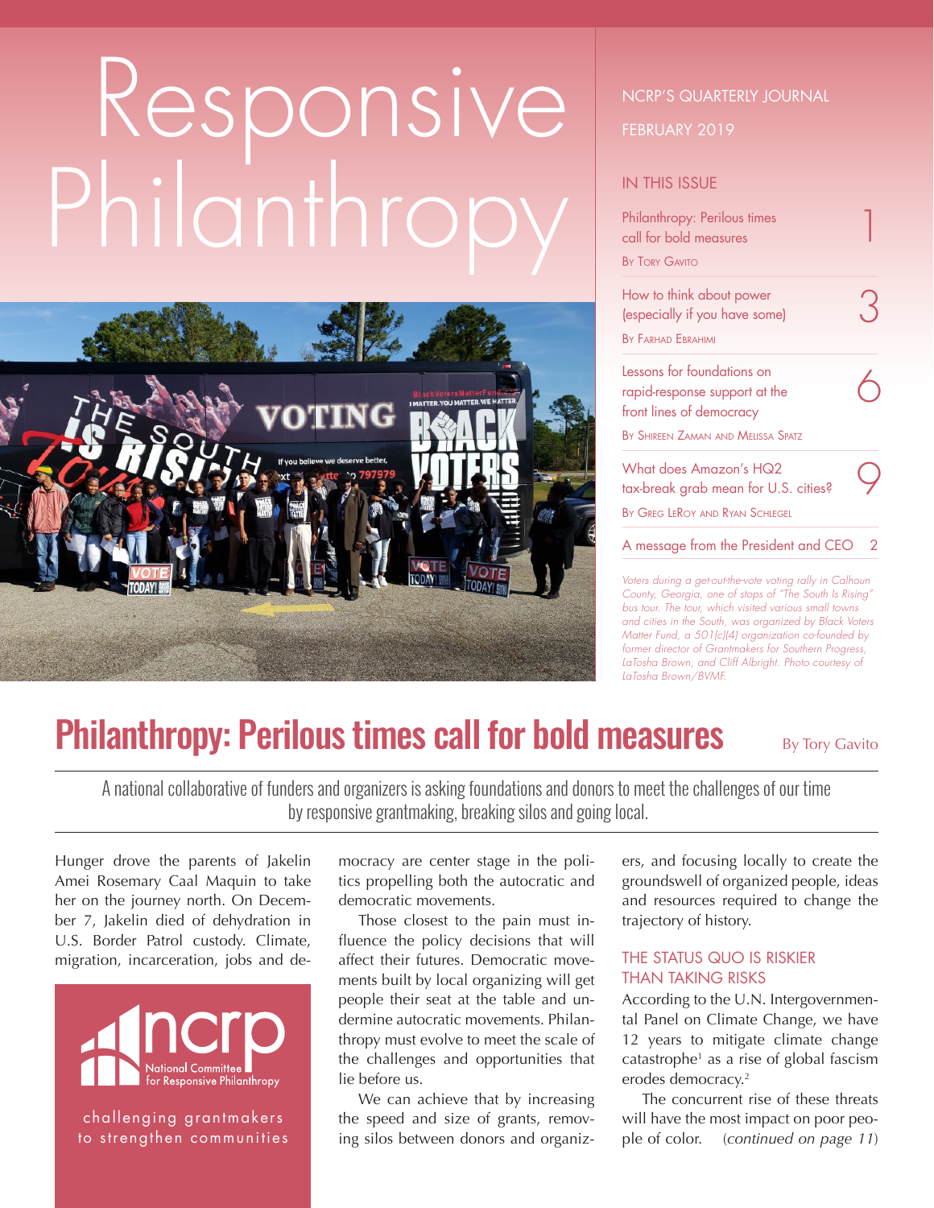# Responsive Philanthropy

NCRP'S QUARTERLY JOURNAL

FEBRUARY 2019

## IN THIS ISSUE

Philanthropy: Perilous times call for bold measures — 1
By Tory Gavito

How to think about power (especially if you have some) — 3
By Farhad Ebrahimi

Lessons for foundations on rapid-response support at the front lines of democracy — 6
By Shireen Zaman and Melissa Spatz

What does Amazon's HQ2 tax-break grab mean for U.S. cities? — 9
By Greg LeRoy and Ryan Schlegel

A message from the President and CEO — 2

*Voters during a get-out-the-vote voting rally in Calhoun County, Georgia, one of stops of "The South Is Rising" bus tour. The tour, which visited various small towns and cities in the South, was organized by Black Voters Matter Fund, a 501(c)(4) organization co-founded by former director of Grantmakers for Southern Progress, LaTosha Brown, and Cliff Albright. Photo courtesy of LaTosha Brown/BVMF.*

# Philanthropy: Perilous times call for bold measures

By Tory Gavito

A national collaborative of funders and organizers is asking foundations and donors to meet the challenges of our time by responsive grantmaking, breaking silos and going local.

Hunger drove the parents of Jakelin Amei Rosemary Caal Maquin to take her on the journey north. On December 7, Jakelin died of dehydration in U.S. Border Patrol custody. Climate, migration, incarceration, jobs and democracy are center stage in the politics propelling both the autocratic and democratic movements.

Those closest to the pain must influence the policy decisions that will affect their futures. Democratic movements built by local organizing will get people their seat at the table and undermine autocratic movements. Philanthropy must evolve to meet the scale of the challenges and opportunities that lie before us.

We can achieve that by increasing the speed and size of grants, removing silos between donors and organizers, and focusing locally to create the groundswell of organized people, ideas and resources required to change the trajectory of history.

ncrp — National Committee for Responsive Philanthropy

challenging grantmakers to strengthen communities

### THE STATUS QUO IS RISKIER THAN TAKING RISKS

According to the U.N. Intergovernmental Panel on Climate Change, we have 12 years to mitigate climate change catastrophe[1] as a rise of global fascism erodes democracy.[2]

The concurrent rise of these threats will have the most impact on poor people of color. *(continued on page 11)*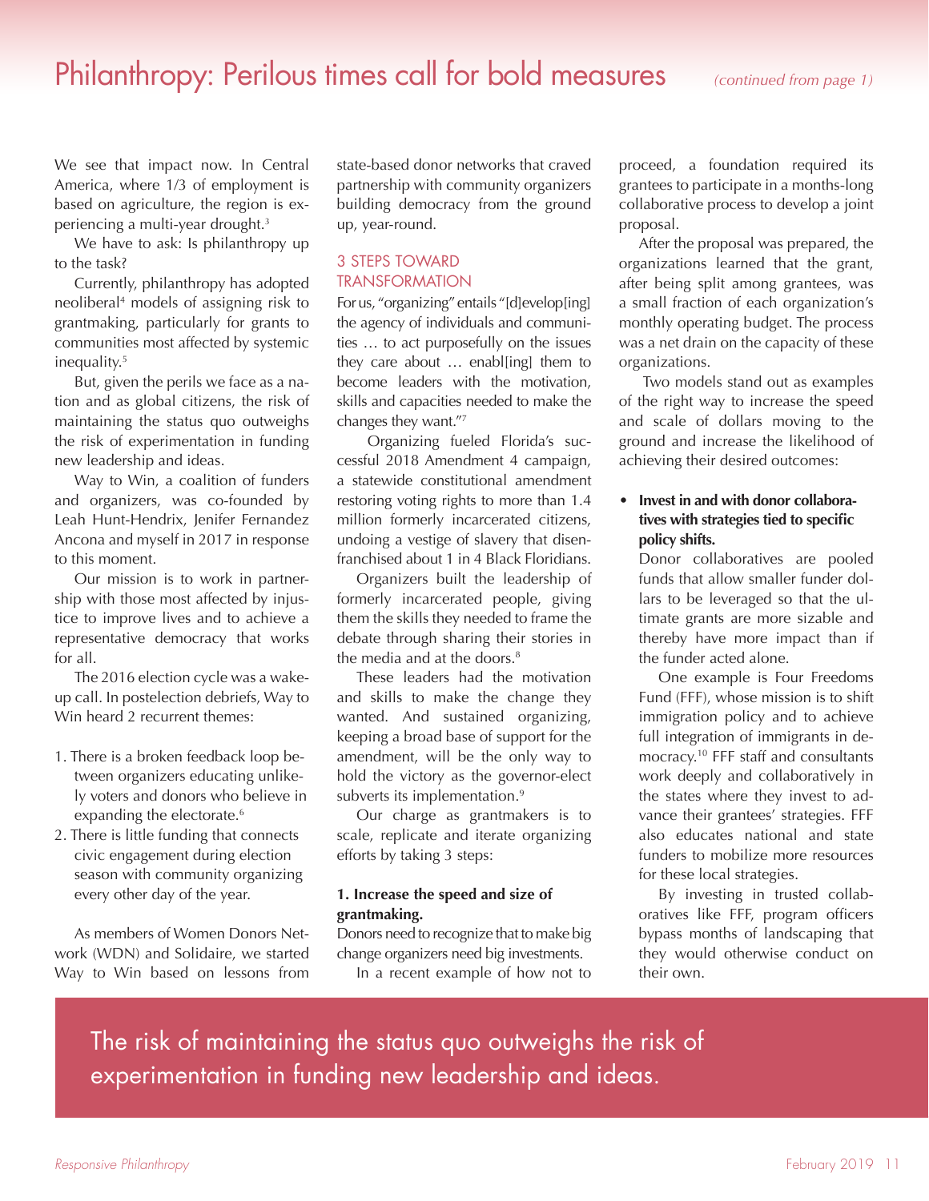# Philanthropy: Perilous times call for bold measures

*(continued from page 1)*

We see that impact now. In Central America, where 1/3 of employment is based on agriculture, the region is experiencing a multi-year drought.[3]

We have to ask: Is philanthropy up to the task?

Currently, philanthropy has adopted neoliberal[4] models of assigning risk to grantmaking, particularly for grants to communities most affected by systemic inequality.[5]

But, given the perils we face as a nation and as global citizens, the risk of maintaining the status quo outweighs the risk of experimentation in funding new leadership and ideas.

Way to Win, a coalition of funders and organizers, was co-founded by Leah Hunt-Hendrix, Jenifer Fernandez Ancona and myself in 2017 in response to this moment.

Our mission is to work in partnership with those most affected by injustice to improve lives and to achieve a representative democracy that works for all.

The 2016 election cycle was a wake-up call. In postelection debriefs, Way to Win heard 2 recurrent themes:

1. There is a broken feedback loop between organizers educating unlikely voters and donors who believe in expanding the electorate.[6]
2. There is little funding that connects civic engagement during election season with community organizing every other day of the year.

As members of Women Donors Network (WDN) and Solidaire, we started Way to Win based on lessons from state-based donor networks that craved partnership with community organizers building democracy from the ground up, year-round.

## 3 STEPS TOWARD TRANSFORMATION

For us, "organizing" entails "[d]evelop[ing] the agency of individuals and communities … to act purposefully on the issues they care about … enabl[ing] them to become leaders with the motivation, skills and capacities needed to make the changes they want."[7]

Organizing fueled Florida's successful 2018 Amendment 4 campaign, a statewide constitutional amendment restoring voting rights to more than 1.4 million formerly incarcerated citizens, undoing a vestige of slavery that disenfranchised about 1 in 4 Black Floridians.

Organizers built the leadership of formerly incarcerated people, giving them the skills they needed to frame the debate through sharing their stories in the media and at the doors.[8]

These leaders had the motivation and skills to make the change they wanted. And sustained organizing, keeping a broad base of support for the amendment, will be the only way to hold the victory as the governor-elect subverts its implementation.[9]

Our charge as grantmakers is to scale, replicate and iterate organizing efforts by taking 3 steps:

**1. Increase the speed and size of grantmaking.**

Donors need to recognize that to make big change organizers need big investments.

In a recent example of how not to proceed, a foundation required its grantees to participate in a months-long collaborative process to develop a joint proposal.

After the proposal was prepared, the organizations learned that the grant, after being split among grantees, was a small fraction of each organization's monthly operating budget. The process was a net drain on the capacity of these organizations.

Two models stand out as examples of the right way to increase the speed and scale of dollars moving to the ground and increase the likelihood of achieving their desired outcomes:

- **Invest in and with donor collaboratives with strategies tied to specific policy shifts.**

  Donor collaboratives are pooled funds that allow smaller funder dollars to be leveraged so that the ultimate grants are more sizable and thereby have more impact than if the funder acted alone.

  One example is Four Freedoms Fund (FFF), whose mission is to shift immigration policy and to achieve full integration of immigrants in democracy.[10] FFF staff and consultants work deeply and collaboratively in the states where they invest to advance their grantees' strategies. FFF also educates national and state funders to mobilize more resources for these local strategies.

  By investing in trusted collaboratives like FFF, program officers bypass months of landscaping that they would otherwise conduct on their own.

> The risk of maintaining the status quo outweighs the risk of experimentation in funding new leadership and ideas.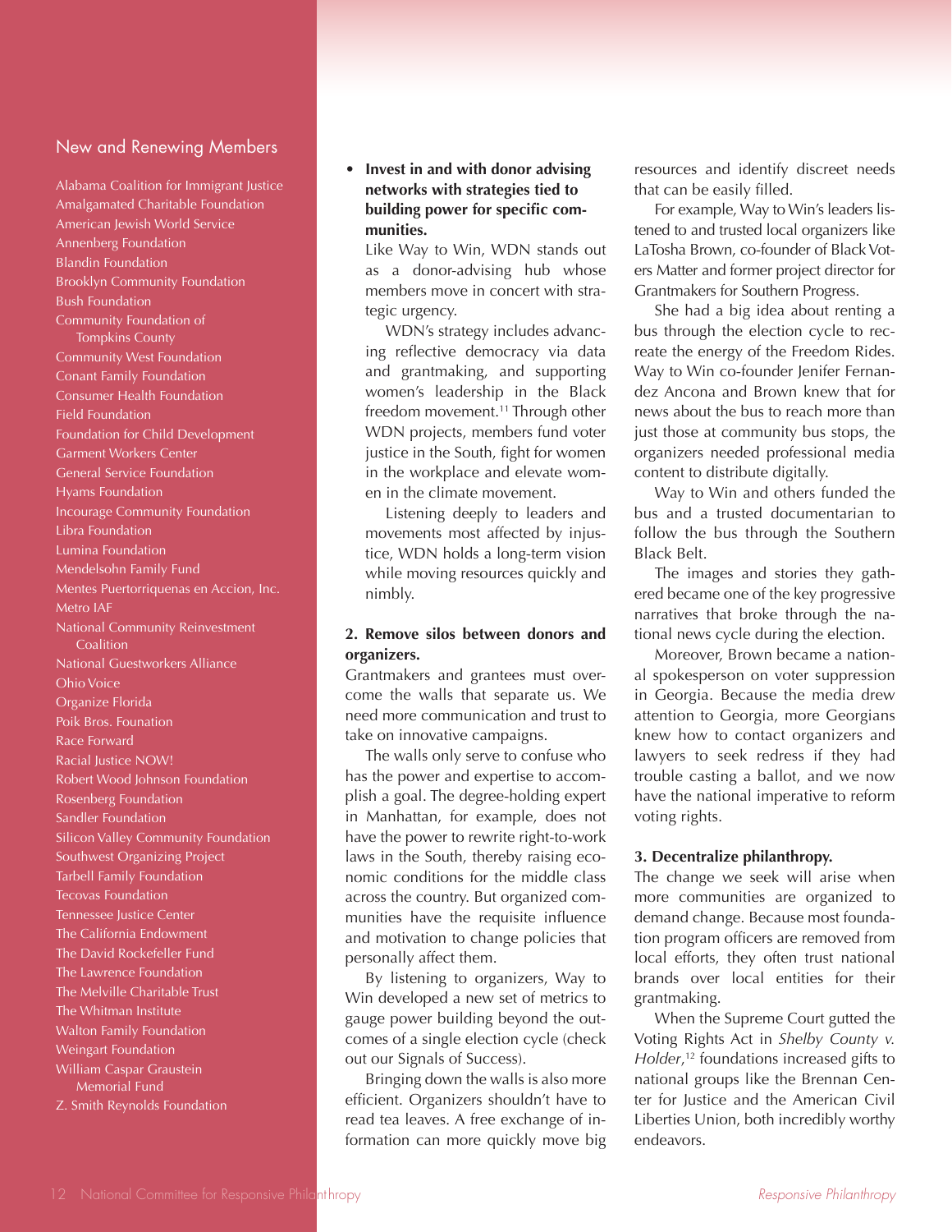## New and Renewing Members

Alabama Coalition for Immigrant Justice
Amalgamated Charitable Foundation
American Jewish World Service
Annenberg Foundation
Blandin Foundation
Brooklyn Community Foundation
Bush Foundation
Community Foundation of Tompkins County
Community West Foundation
Conant Family Foundation
Consumer Health Foundation
Field Foundation
Foundation for Child Development
Garment Workers Center
General Service Foundation
Hyams Foundation
Incourage Community Foundation
Libra Foundation
Lumina Foundation
Mendelsohn Family Fund
Mentes Puertorriquenas en Accion, Inc.
Metro IAF
National Community Reinvestment Coalition
National Guestworkers Alliance
Ohio Voice
Organize Florida
Poik Bros. Founation
Race Forward
Racial Justice NOW!
Robert Wood Johnson Foundation
Rosenberg Foundation
Sandler Foundation
Silicon Valley Community Foundation
Southwest Organizing Project
Tarbell Family Foundation
Tecovas Foundation
Tennessee Justice Center
The California Endowment
The David Rockefeller Fund
The Lawrence Foundation
The Melville Charitable Trust
The Whitman Institute
Walton Family Foundation
Weingart Foundation
William Caspar Graustein Memorial Fund
Z. Smith Reynolds Foundation

- **Invest in and with donor advising networks with strategies tied to building power for specific communities.**

  Like Way to Win, WDN stands out as a donor-advising hub whose members move in concert with strategic urgency.

  WDN's strategy includes advancing reflective democracy via data and grantmaking, and supporting women's leadership in the Black freedom movement.[11] Through other WDN projects, members fund voter justice in the South, fight for women in the workplace and elevate women in the climate movement.

  Listening deeply to leaders and movements most affected by injustice, WDN holds a long-term vision while moving resources quickly and nimbly.

### 2. Remove silos between donors and organizers.

Grantmakers and grantees must overcome the walls that separate us. We need more communication and trust to take on innovative campaigns.

The walls only serve to confuse who has the power and expertise to accomplish a goal. The degree-holding expert in Manhattan, for example, does not have the power to rewrite right-to-work laws in the South, thereby raising economic conditions for the middle class across the country. But organized communities have the requisite influence and motivation to change policies that personally affect them.

By listening to organizers, Way to Win developed a new set of metrics to gauge power building beyond the outcomes of a single election cycle (check out our Signals of Success).

Bringing down the walls is also more efficient. Organizers shouldn't have to read tea leaves. A free exchange of information can more quickly move big resources and identify discreet needs that can be easily filled.

For example, Way to Win's leaders listened to and trusted local organizers like LaTosha Brown, co-founder of Black Voters Matter and former project director for Grantmakers for Southern Progress.

She had a big idea about renting a bus through the election cycle to recreate the energy of the Freedom Rides. Way to Win co-founder Jenifer Fernandez Ancona and Brown knew that for news about the bus to reach more than just those at community bus stops, the organizers needed professional media content to distribute digitally.

Way to Win and others funded the bus and a trusted documentarian to follow the bus through the Southern Black Belt.

The images and stories they gathered became one of the key progressive narratives that broke through the national news cycle during the election.

Moreover, Brown became a national spokesperson on voter suppression in Georgia. Because the media drew attention to Georgia, more Georgians knew how to contact organizers and lawyers to seek redress if they had trouble casting a ballot, and we now have the national imperative to reform voting rights.

### 3. Decentralize philanthropy.

The change we seek will arise when more communities are organized to demand change. Because most foundation program officers are removed from local efforts, they often trust national brands over local entities for their grantmaking.

When the Supreme Court gutted the Voting Rights Act in *Shelby County v. Holder*,[12] foundations increased gifts to national groups like the Brennan Center for Justice and the American Civil Liberties Union, both incredibly worthy endeavors.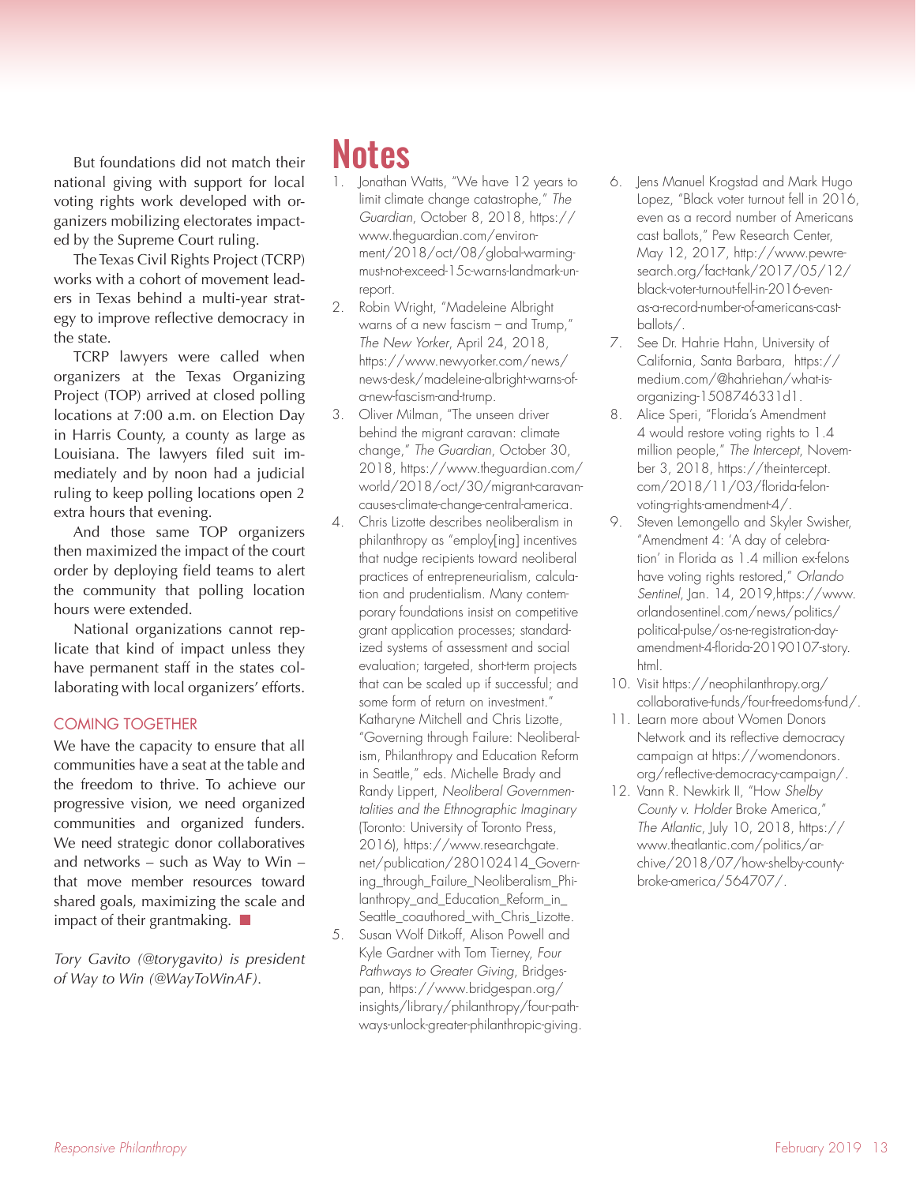But foundations did not match their national giving with support for local voting rights work developed with organizers mobilizing electorates impacted by the Supreme Court ruling.

The Texas Civil Rights Project (TCRP) works with a cohort of movement leaders in Texas behind a multi-year strategy to improve reflective democracy in the state.

TCRP lawyers were called when organizers at the Texas Organizing Project (TOP) arrived at closed polling locations at 7:00 a.m. on Election Day in Harris County, a county as large as Louisiana. The lawyers filed suit immediately and by noon had a judicial ruling to keep polling locations open 2 extra hours that evening.

And those same TOP organizers then maximized the impact of the court order by deploying field teams to alert the community that polling location hours were extended.

National organizations cannot replicate that kind of impact unless they have permanent staff in the states collaborating with local organizers' efforts.

## COMING TOGETHER

We have the capacity to ensure that all communities have a seat at the table and the freedom to thrive. To achieve our progressive vision, we need organized communities and organized funders. We need strategic donor collaboratives and networks – such as Way to Win – that move member resources toward shared goals, maximizing the scale and impact of their grantmaking. ■

*Tory Gavito (@torygavito) is president of Way to Win (@WayToWinAF).*

# Notes

1. Jonathan Watts, "We have 12 years to limit climate change catastrophe," *The Guardian*, October 8, 2018, https://www.theguardian.com/environment/2018/oct/08/global-warming-must-not-exceed-15c-warns-landmark-un-report.
2. Robin Wright, "Madeleine Albright warns of a new fascism – and Trump," *The New Yorker*, April 24, 2018, https://www.newyorker.com/news/news-desk/madeleine-albright-warns-of-a-new-fascism-and-trump.
3. Oliver Milman, "The unseen driver behind the migrant caravan: climate change," *The Guardian*, October 30, 2018, https://www.theguardian.com/world/2018/oct/30/migrant-caravan-causes-climate-change-central-america.
4. Chris Lizotte describes neoliberalism in philanthropy as "employ[ing] incentives that nudge recipients toward neoliberal practices of entrepreneurialism, calculation and prudentialism. Many contemporary foundations insist on competitive grant application processes; standardized systems of assessment and social evaluation; targeted, short-term projects that can be scaled up if successful; and some form of return on investment." Katharyne Mitchell and Chris Lizotte, "Governing through Failure: Neoliberalism, Philanthropy and Education Reform in Seattle," eds. Michelle Brady and Randy Lippert, *Neoliberal Governmentalities and the Ethnographic Imaginary* (Toronto: University of Toronto Press, 2016), https://www.researchgate.net/publication/280102414_Governing_through_Failure_Neoliberalism_Philanthropy_and_Education_Reform_in_Seattle_coauthored_with_Chris_Lizotte.
5. Susan Wolf Ditkoff, Alison Powell and Kyle Gardner with Tom Tierney, *Four Pathways to Greater Giving*, Bridgespan, https://www.bridgespan.org/insights/library/philanthropy/four-pathways-unlock-greater-philanthropic-giving.
6. Jens Manuel Krogstad and Mark Hugo Lopez, "Black voter turnout fell in 2016, even as a record number of Americans cast ballots," Pew Research Center, May 12, 2017, http://www.pewresearch.org/fact-tank/2017/05/12/black-voter-turnout-fell-in-2016-even-as-a-record-number-of-americans-cast-ballots/.
7. See Dr. Hahrie Hahn, University of California, Santa Barbara, https://medium.com/@hahriehan/what-is-organizing-1508746331d1.
8. Alice Speri, "Florida's Amendment 4 would restore voting rights to 1.4 million people," *The Intercept*, November 3, 2018, https://theintercept.com/2018/11/03/florida-felon-voting-rights-amendment-4/.
9. Steven Lemongello and Skyler Swisher, "Amendment 4: 'A day of celebration' in Florida as 1.4 million ex-felons have voting rights restored," *Orlando Sentinel*, Jan. 14, 2019,https://www.orlandosentinel.com/news/politics/political-pulse/os-ne-registration-day-amendment-4-florida-20190107-story.html.
10. Visit https://neophilanthropy.org/collaborative-funds/four-freedoms-fund/.
11. Learn more about Women Donors Network and its reflective democracy campaign at https://womendonors.org/reflective-democracy-campaign/.
12. Vann R. Newkirk II, "How *Shelby County v. Holder* Broke America," *The Atlantic*, July 10, 2018, https://www.theatlantic.com/politics/archive/2018/07/how-shelby-county-broke-america/564707/.